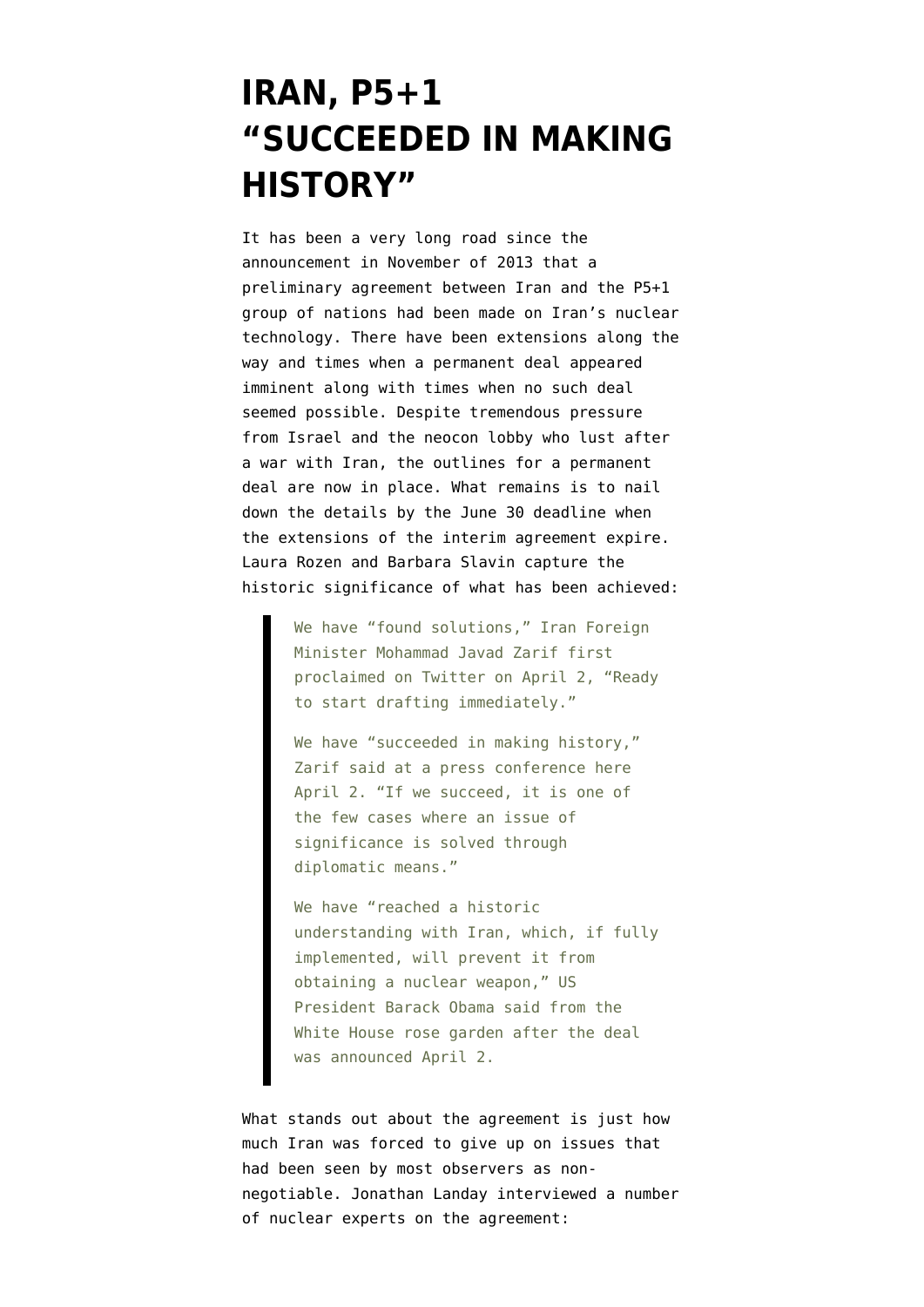# IRAN, P5+1 "SUCCEEDED IN MAKING HISTORY"

It has been a very long road since the announcement in November of 2013 that a preliminary agreement between Iran and the P5+1 group of nations had been made on Iran's nuclear technology. There have been extensions along the way and times when a permanent deal appeared imminent along with times when no such deal seemed possible. Despite tremendous pressure from Israel and the neocon lobby who lust after a war with Iran, the outlines for a permanent deal are now in place. What remains is to nail down the details by the June 30 deadline when the extensions of the interim agreement expire. Laura Rozen and Barbara Slavin capture the historic significance of what has been achieved:

> We have "found solutions," Iran Foreign Minister Mohammad Javad Zarif first proclaimed on Twitter on April 2, "Ready to start drafting immediately."
>
> We have "succeeded in making history," Zarif said at a press conference here April 2. "If we succeed, it is one of the few cases where an issue of significance is solved through diplomatic means."
>
> We have "reached a historic understanding with Iran, which, if fully implemented, will prevent it from obtaining a nuclear weapon," US President Barack Obama said from the White House rose garden after the deal was announced April 2.

What stands out about the agreement is just how much Iran was forced to give up on issues that had been seen by most observers as non-negotiable. Jonathan Landay interviewed a number of nuclear experts on the agreement: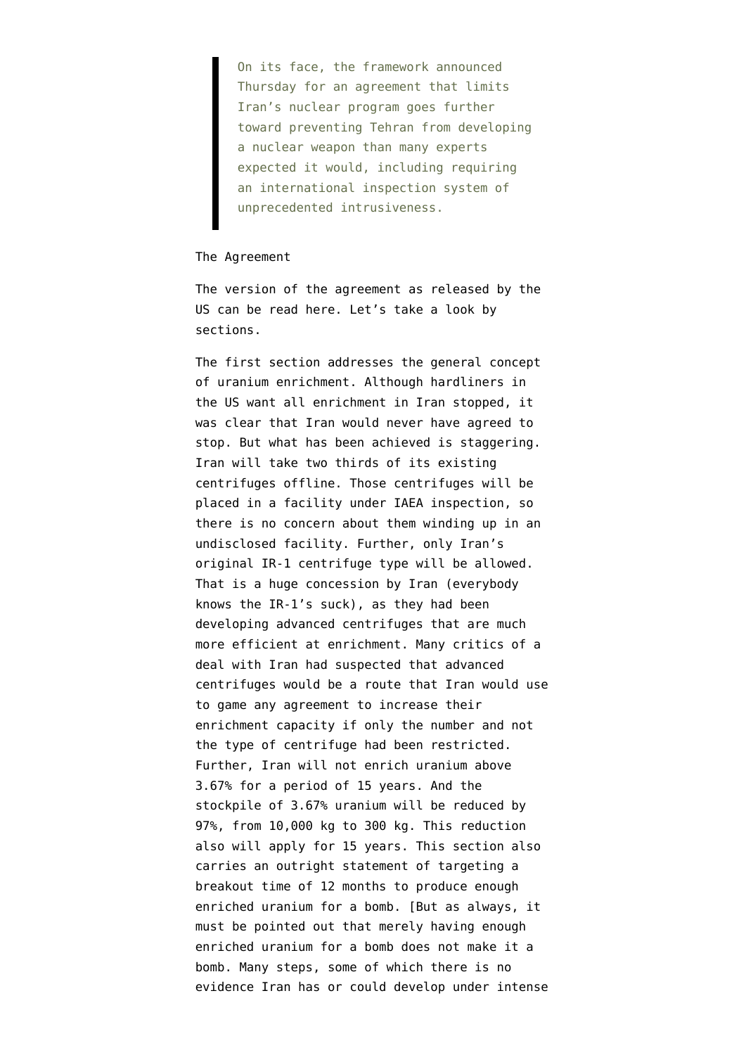> On its face, the framework announced Thursday for an agreement that limits Iran's nuclear program goes further toward preventing Tehran from developing a nuclear weapon than many experts expected it would, including requiring an international inspection system of unprecedented intrusiveness.

The Agreement

The version of the agreement as released by the US can be read here. Let's take a look by sections.

The first section addresses the general concept of uranium enrichment. Although hardliners in the US want all enrichment in Iran stopped, it was clear that Iran would never have agreed to stop. But what has been achieved is staggering. Iran will take two thirds of its existing centrifuges offline. Those centrifuges will be placed in a facility under IAEA inspection, so there is no concern about them winding up in an undisclosed facility. Further, only Iran's original IR-1 centrifuge type will be allowed. That is a huge concession by Iran (everybody knows the IR-1's suck), as they had been developing advanced centrifuges that are much more efficient at enrichment. Many critics of a deal with Iran had suspected that advanced centrifuges would be a route that Iran would use to game any agreement to increase their enrichment capacity if only the number and not the type of centrifuge had been restricted. Further, Iran will not enrich uranium above 3.67% for a period of 15 years. And the stockpile of 3.67% uranium will be reduced by 97%, from 10,000 kg to 300 kg. This reduction also will apply for 15 years. This section also carries an outright statement of targeting a breakout time of 12 months to produce enough enriched uranium for a bomb. [But as always, it must be pointed out that merely having enough enriched uranium for a bomb does not make it a bomb. Many steps, some of which there is no evidence Iran has or could develop under intense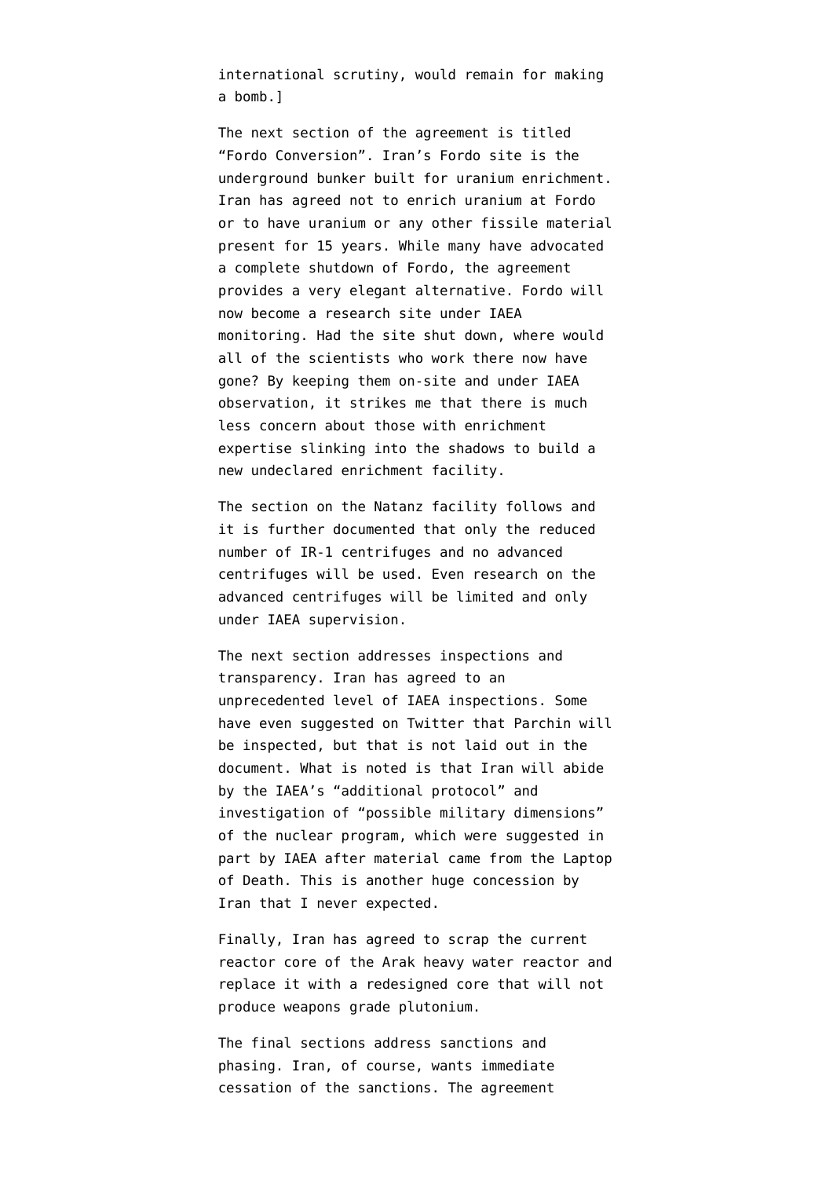international scrutiny, would remain for making a bomb.]

The next section of the agreement is titled “Fordo Conversion”. Iran’s Fordo site is the underground bunker built for uranium enrichment. Iran has agreed not to enrich uranium at Fordo or to have uranium or any other fissile material present for 15 years. While many have advocated a complete shutdown of Fordo, the agreement provides a very elegant alternative. Fordo will now become a research site under IAEA monitoring. Had the site shut down, where would all of the scientists who work there now have gone? By keeping them on-site and under IAEA observation, it strikes me that there is much less concern about those with enrichment expertise slinking into the shadows to build a new undeclared enrichment facility.

The section on the Natanz facility follows and it is further documented that only the reduced number of IR-1 centrifuges and no advanced centrifuges will be used. Even research on the advanced centrifuges will be limited and only under IAEA supervision.

The next section addresses inspections and transparency. Iran has agreed to an unprecedented level of IAEA inspections. Some have even suggested on Twitter that Parchin will be inspected, but that is not laid out in the document. What is noted is that Iran will abide by the IAEA’s “additional protocol” and investigation of “possible military dimensions” of the nuclear program, which were suggested in part by IAEA after material came from the Laptop of Death. This is another huge concession by Iran that I never expected.

Finally, Iran has agreed to scrap the current reactor core of the Arak heavy water reactor and replace it with a redesigned core that will not produce weapons grade plutonium.

The final sections address sanctions and phasing. Iran, of course, wants immediate cessation of the sanctions. The agreement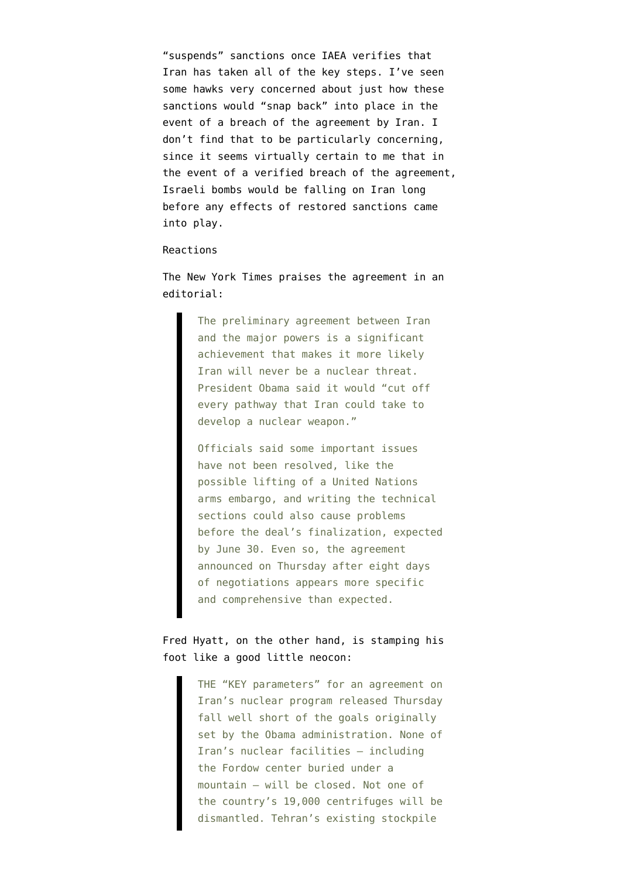"suspends" sanctions once IAEA verifies that Iran has taken all of the key steps. I've seen some hawks very concerned about just how these sanctions would "snap back" into place in the event of a breach of the agreement by Iran. I don't find that to be particularly concerning, since it seems virtually certain to me that in the event of a verified breach of the agreement, Israeli bombs would be falling on Iran long before any effects of restored sanctions came into play.

Reactions

The New York Times praises the agreement in an editorial:

> The preliminary agreement between Iran and the major powers is a significant achievement that makes it more likely Iran will never be a nuclear threat. President Obama said it would "cut off every pathway that Iran could take to develop a nuclear weapon."
>
> Officials said some important issues have not been resolved, like the possible lifting of a United Nations arms embargo, and writing the technical sections could also cause problems before the deal's finalization, expected by June 30. Even so, the agreement announced on Thursday after eight days of negotiations appears more specific and comprehensive than expected.

Fred Hyatt, on the other hand, is stamping his foot like a good little neocon:

> THE "KEY parameters" for an agreement on Iran's nuclear program released Thursday fall well short of the goals originally set by the Obama administration. None of Iran's nuclear facilities — including the Fordow center buried under a mountain — will be closed. Not one of the country's 19,000 centrifuges will be dismantled. Tehran's existing stockpile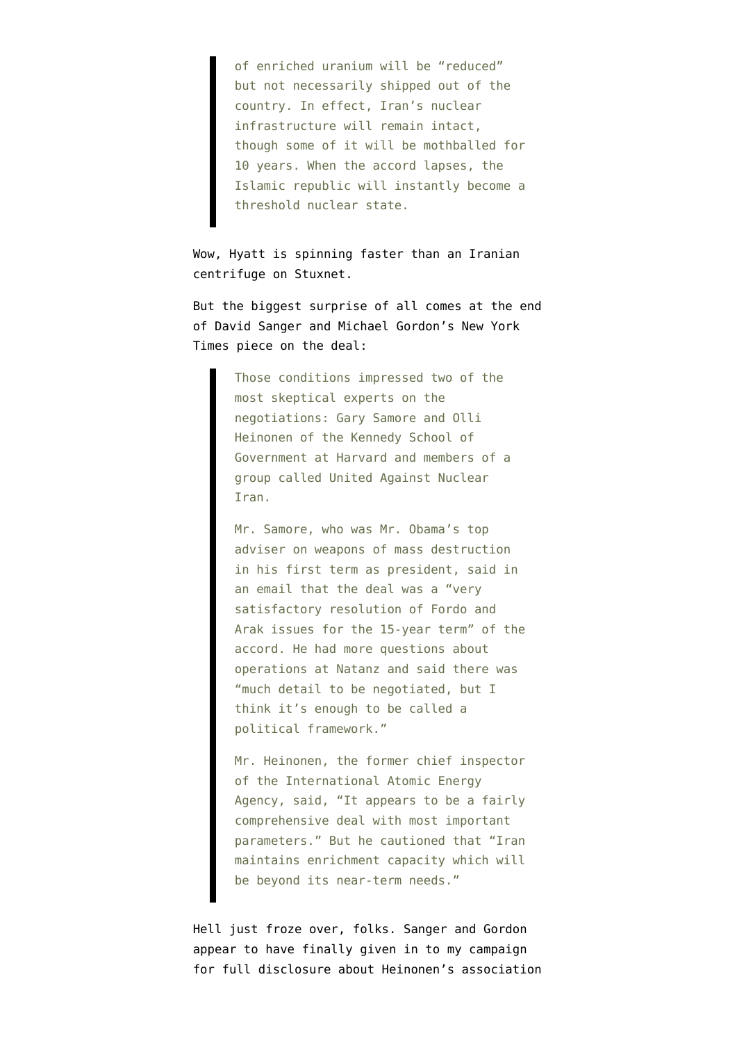> of enriched uranium will be “reduced” but not necessarily shipped out of the country. In effect, Iran’s nuclear infrastructure will remain intact, though some of it will be mothballed for 10 years. When the accord lapses, the Islamic republic will instantly become a threshold nuclear state.

Wow, Hyatt is spinning faster than an Iranian centrifuge on Stuxnet.

But the biggest surprise of all comes at the end of David Sanger and Michael Gordon’s New York Times piece on the deal:

> Those conditions impressed two of the most skeptical experts on the negotiations: Gary Samore and Olli Heinonen of the Kennedy School of Government at Harvard and members of a group called United Against Nuclear Iran.
>
> Mr. Samore, who was Mr. Obama’s top adviser on weapons of mass destruction in his first term as president, said in an email that the deal was a “very satisfactory resolution of Fordo and Arak issues for the 15-year term” of the accord. He had more questions about operations at Natanz and said there was “much detail to be negotiated, but I think it’s enough to be called a political framework.”
>
> Mr. Heinonen, the former chief inspector of the International Atomic Energy Agency, said, “It appears to be a fairly comprehensive deal with most important parameters.” But he cautioned that “Iran maintains enrichment capacity which will be beyond its near-term needs.”

Hell just froze over, folks. Sanger and Gordon appear to have finally given in to my campaign for full disclosure about Heinonen’s association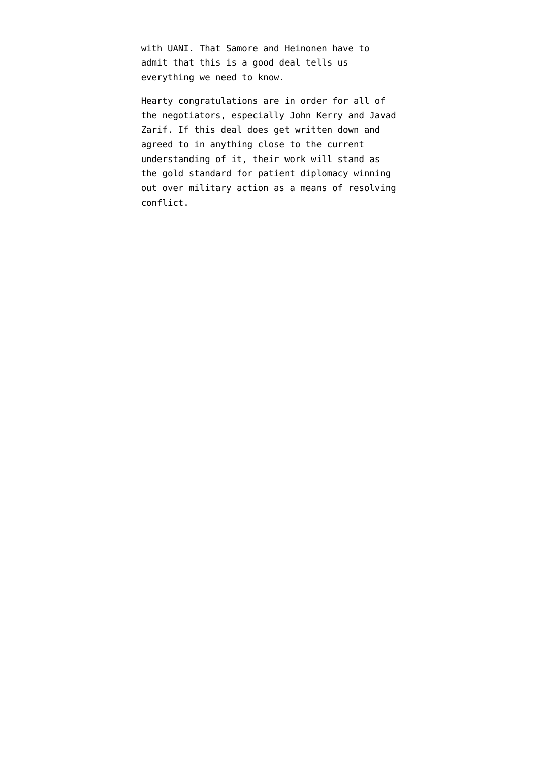with UANI. That Samore and Heinonen have to admit that this is a good deal tells us everything we need to know.

Hearty congratulations are in order for all of the negotiators, especially John Kerry and Javad Zarif. If this deal does get written down and agreed to in anything close to the current understanding of it, their work will stand as the gold standard for patient diplomacy winning out over military action as a means of resolving conflict.